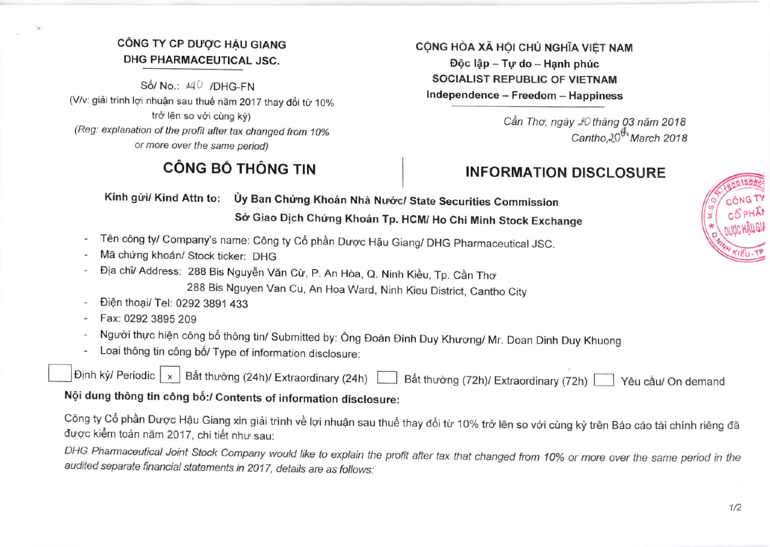CÔNG TY CP DƯỢC HẬU GIANG
**DHG PHARMACEUTICAL JSC.**

Số/ No.: 140 /DHG-FN

(V/v: giải trình lợi nhuận sau thuế năm 2017 thay đổi từ 10% trở lên so với cùng kỳ)

*(Reg: explanation of the profit after tax changed from 10% or more over the same period)*

CỘNG HÒA XÃ HỘI CHỦ NGHĨA VIỆT NAM
**Độc lập – Tự do – Hạnh phúc**
SOCIALIST REPUBLIC OF VIETNAM
**Independence – Freedom – Happiness**

*Cần Thơ, ngày 20 tháng 03 năm 2018*
*Cantho, 20th March 2018*

# CÔNG BỐ THÔNG TIN

# INFORMATION DISCLOSURE

**Kính gửi/ Kind Attn to: Ủy Ban Chứng Khoán Nhà Nước/ State Securities Commission**
**Sở Giao Dịch Chứng Khoán Tp. HCM/ Ho Chi Minh Stock Exchange**

- Tên công ty/ Company's name: Công ty Cổ phần Dược Hậu Giang/ DHG Pharmaceutical JSC.
- Mã chứng khoán/ Stock ticker: DHG
- Địa chỉ/ Address: 288 Bis Nguyễn Văn Cừ, P. An Hòa, Q. Ninh Kiều, Tp. Cần Thơ
  288 Bis Nguyen Van Cu, An Hoa Ward, Ninh Kieu District, Cantho City
- Điện thoại/ Tel: 0292 3891 433
- Fax: 0292 3895 209
- Người thực hiện công bố thông tin/ Submitted by: Ông Đoàn Đình Duy Khương/ Mr. Doan Dinh Duy Khuong
- Loại thông tin công bố/ Type of information disclosure:

☐ Định kỳ/ Periodic ☒ Bất thường (24h)/ Extraordinary (24h) ☐ Bất thường (72h)/ Extraordinary (72h) ☐ Yêu cầu/ On demand

**Nội dung thông tin công bố:/ Contents of information disclosure:**

Công ty Cổ phần Dược Hậu Giang xin giải trình về lợi nhuận sau thuế thay đổi từ 10% trở lên so với cùng kỳ trên Báo cáo tài chính riêng đã được kiểm toán năm 2017, chi tiết như sau:

*DHG Pharmaceutical Joint Stock Company would like to explain the profit after tax that changed from 10% or more over the same period in the audited separate financial statements in 2017, details are as follows:*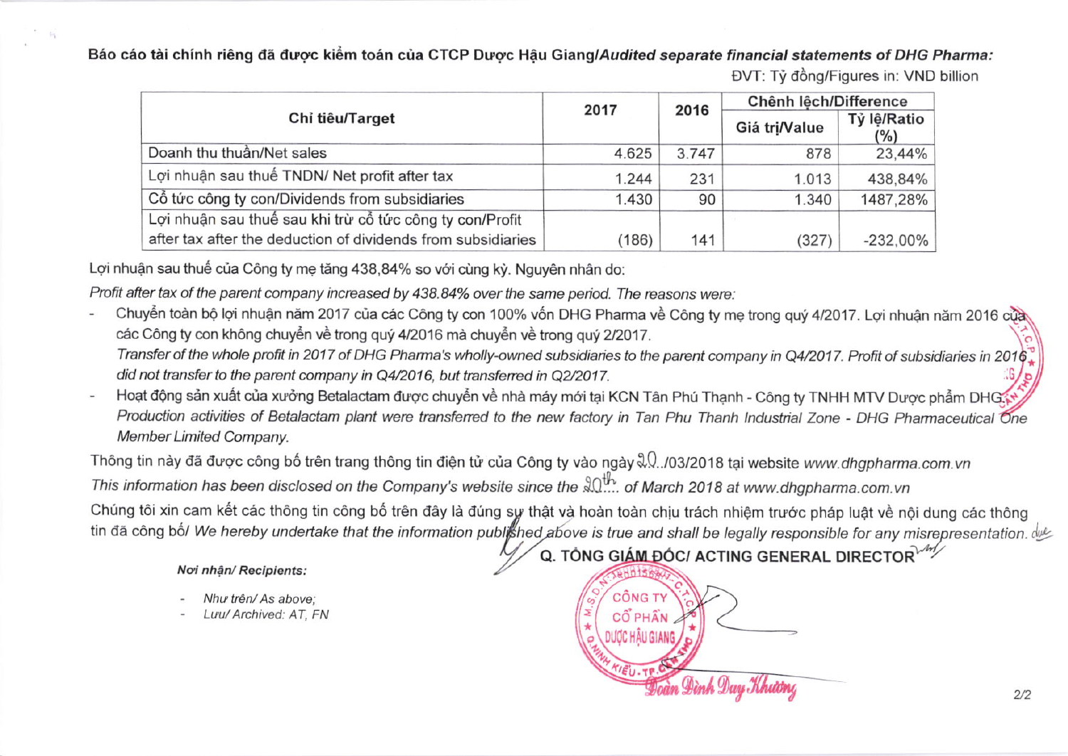**Báo cáo tài chính riêng đã được kiểm toán của CTCP Dược Hậu Giang/*Audited separate financial statements of DHG Pharma:***

ĐVT: Tỷ đồng/Figures in: VND billion

| Chỉ tiêu/Target | 2017 | 2016 | Chênh lệch/Difference | |
|---|---|---|---|---|
| | | | Giá trị/Value | Tỷ lệ/Ratio (%) |
| Doanh thu thuần/Net sales | 4.625 | 3.747 | 878 | 23,44% |
| Lợi nhuận sau thuế TNDN/ Net profit after tax | 1.244 | 231 | 1.013 | 438,84% |
| Cổ tức công ty con/Dividends from subsidiaries | 1.430 | 90 | 1.340 | 1487,28% |
| Lợi nhuận sau thuế sau khi trừ cổ tức công ty con/Profit after tax after the deduction of dividends from subsidiaries | (186) | 141 | (327) | -232,00% |

Lợi nhuận sau thuế của Công ty mẹ tăng 438,84% so với cùng kỳ. Nguyên nhân do:

*Profit after tax of the parent company increased by 438.84% over the same period. The reasons were:*

- Chuyển toàn bộ lợi nhuận năm 2017 của các Công ty con 100% vốn DHG Pharma về Công ty mẹ trong quý 4/2017. Lợi nhuận năm 2016 của các Công ty con không chuyển về trong quý 4/2016 mà chuyển về trong quý 2/2017.
  *Transfer of the whole profit in 2017 of DHG Pharma's wholly-owned subsidiaries to the parent company in Q4/2017. Profit of subsidiaries in 2016 did not transfer to the parent company in Q4/2016, but transferred in Q2/2017.*
- Hoạt động sản xuất của xưởng Betalactam được chuyển về nhà máy mới tại KCN Tân Phú Thạnh - Công ty TNHH MTV Dược phẩm DHG.
  *Production activities of Betalactam plant were transferred to the new factory in Tan Phu Thanh Industrial Zone - DHG Pharmaceutical One Member Limited Company.*

Thông tin này đã được công bố trên trang thông tin điện tử của Công ty vào ngày 20/03/2018 tại website *www.dhgpharma.com.vn*

*This information has been disclosed on the Company's website since the 20th of March 2018 at www.dhgpharma.com.vn*

Chúng tôi xin cam kết các thông tin công bố trên đây là đúng sự thật và hoàn toàn chịu trách nhiệm trước pháp luật về nội dung các thông tin đã công bố/ *We hereby undertake that the information published above is true and shall be legally responsible for any misrepresentation.*

**Q. TỔNG GIÁM ĐỐC/ ACTING GENERAL DIRECTOR**

CÔNG TY CỔ PHẦN DƯỢC HẬU GIANG

Đoàn Đình Duy Khương

***Nơi nhận/ Recipients:***

- *Như trên/ As above;*
- *Lưu/ Archived: AT, FN*